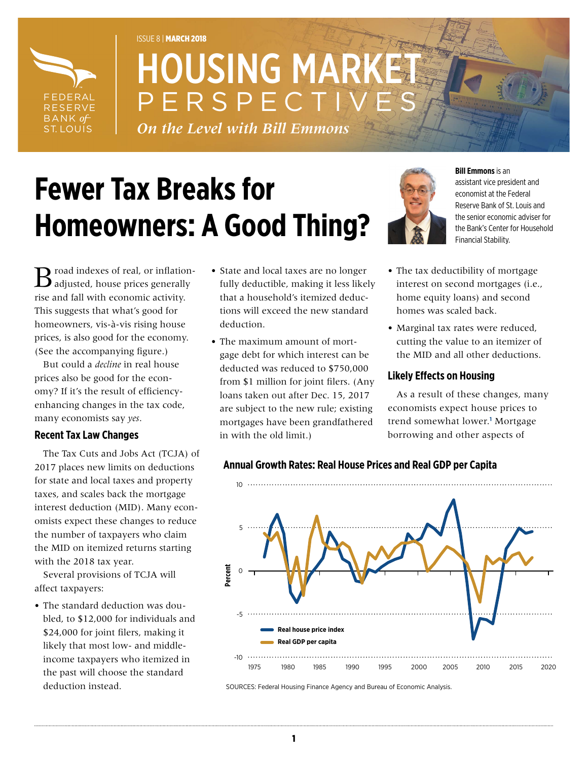ISSUE 8 | **MARCH 2018**

# HOUSING MARKET PERSPECTIVES

*On the Level with Bill Emmons*

# Fewer Tax Breaks for Homeowners: A Good Thing?

**Bill Emmons** is an assistant vice president and economist at the Federal Reserve Bank of St. Louis and the senior economic adviser for the Bank's Center for Household Financial Stability.

Broad indexes of real, or inflation-adjusted, house prices generally rise and fall with economic activity. This suggests that what's good for homeowners, vis-à-vis rising house prices, is also good for the economy. (See the accompanying figure.)

But could a *decline* in real house prices also be good for the economy? If it's the result of efficiency-enhancing changes in the tax code, many economists say *yes*.

## Recent Tax Law Changes

The Tax Cuts and Jobs Act (TCJA) of 2017 places new limits on deductions for state and local taxes and property taxes, and scales back the mortgage interest deduction (MID). Many economists expect these changes to reduce the number of taxpayers who claim the MID on itemized returns starting with the 2018 tax year.

Several provisions of TCJA will affect taxpayers:

- The standard deduction was doubled, to $12,000 for individuals and $24,000 for joint filers, making it likely that most low- and middle-income taxpayers who itemized in the past will choose the standard deduction instead.
- State and local taxes are no longer fully deductible, making it less likely that a household's itemized deductions will exceed the new standard deduction.
- The maximum amount of mortgage debt for which interest can be deducted was reduced to $750,000 from $1 million for joint filers. (Any loans taken out after Dec. 15, 2017 are subject to the new rule; existing mortgages have been grandfathered in with the old limit.)
- The tax deductibility of mortgage interest on second mortgages (i.e., home equity loans) and second homes was scaled back.
- Marginal tax rates were reduced, cutting the value to an itemizer of the MID and all other deductions.

## Likely Effects on Housing

As a result of these changes, many economists expect house prices to trend somewhat lower.[1] Mortgage borrowing and other aspects of

**Annual Growth Rates: Real House Prices and Real GDP per Capita**

SOURCES: Federal Housing Finance Agency and Bureau of Economic Analysis.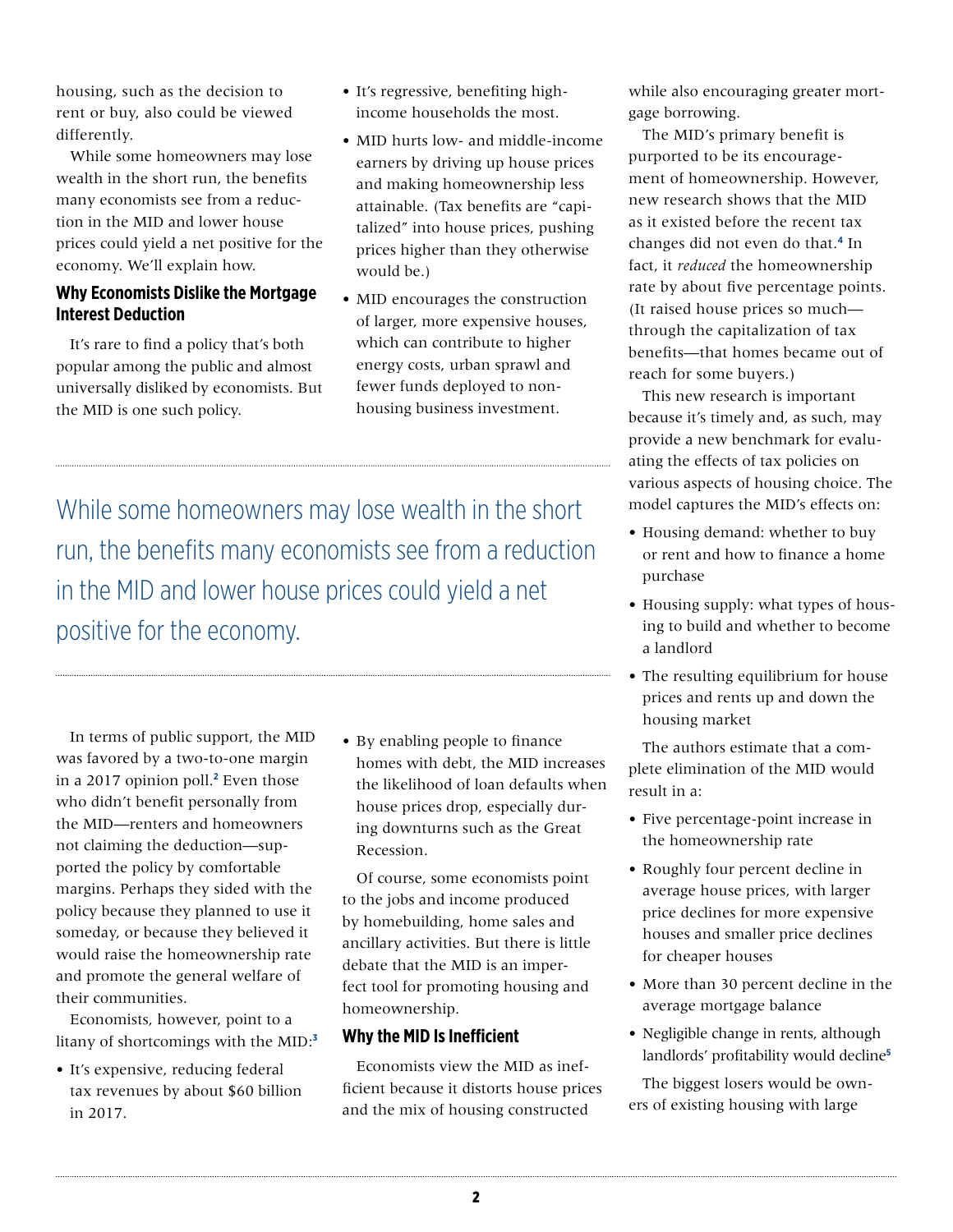housing, such as the decision to rent or buy, also could be viewed differently.

While some homeowners may lose wealth in the short run, the benefits many economists see from a reduction in the MID and lower house prices could yield a net positive for the economy. We'll explain how.

## Why Economists Dislike the Mortgage Interest Deduction

It's rare to find a policy that's both popular among the public and almost universally disliked by economists. But the MID is one such policy.

> While some homeowners may lose wealth in the short run, the benefits many economists see from a reduction in the MID and lower house prices could yield a net positive for the economy.

In terms of public support, the MID was favored by a two-to-one margin in a 2017 opinion poll.[2] Even those who didn't benefit personally from the MID—renters and homeowners not claiming the deduction—supported the policy by comfortable margins. Perhaps they sided with the policy because they planned to use it someday, or because they believed it would raise the homeownership rate and promote the general welfare of their communities.

Economists, however, point to a litany of shortcomings with the MID:[3]

- It's expensive, reducing federal tax revenues by about $60 billion in 2017.
- It's regressive, benefiting high-income households the most.
- MID hurts low- and middle-income earners by driving up house prices and making homeownership less attainable. (Tax benefits are "capitalized" into house prices, pushing prices higher than they otherwise would be.)
- MID encourages the construction of larger, more expensive houses, which can contribute to higher energy costs, urban sprawl and fewer funds deployed to non-housing business investment.
- By enabling people to finance homes with debt, the MID increases the likelihood of loan defaults when house prices drop, especially during downturns such as the Great Recession.

Of course, some economists point to the jobs and income produced by homebuilding, home sales and ancillary activities. But there is little debate that the MID is an imperfect tool for promoting housing and homeownership.

## Why the MID Is Inefficient

Economists view the MID as inefficient because it distorts house prices and the mix of housing constructed while also encouraging greater mortgage borrowing.

The MID's primary benefit is purported to be its encouragement of homeownership. However, new research shows that the MID as it existed before the recent tax changes did not even do that.[4] In fact, it *reduced* the homeownership rate by about five percentage points. (It raised house prices so much—through the capitalization of tax benefits—that homes became out of reach for some buyers.)

This new research is important because it's timely and, as such, may provide a new benchmark for evaluating the effects of tax policies on various aspects of housing choice. The model captures the MID's effects on:

- Housing demand: whether to buy or rent and how to finance a home purchase
- Housing supply: what types of housing to build and whether to become a landlord
- The resulting equilibrium for house prices and rents up and down the housing market

The authors estimate that a complete elimination of the MID would result in a:

- Five percentage-point increase in the homeownership rate
- Roughly four percent decline in average house prices, with larger price declines for more expensive houses and smaller price declines for cheaper houses
- More than 30 percent decline in the average mortgage balance
- Negligible change in rents, although landlords' profitability would decline[5]

The biggest losers would be owners of existing housing with large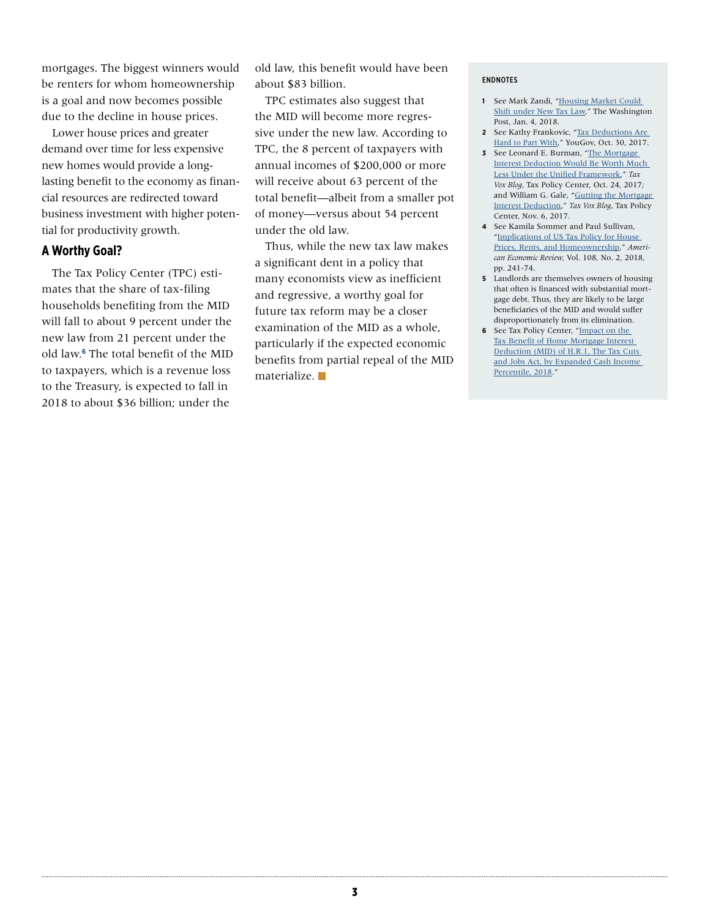mortgages. The biggest winners would be renters for whom homeownership is a goal and now becomes possible due to the decline in house prices.

Lower house prices and greater demand over time for less expensive new homes would provide a long-lasting benefit to the economy as financial resources are redirected toward business investment with higher potential for productivity growth.

## A Worthy Goal?

The Tax Policy Center (TPC) estimates that the share of tax-filing households benefiting from the MID will fall to about 9 percent under the new law from 21 percent under the old law.[6] The total benefit of the MID to taxpayers, which is a revenue loss to the Treasury, is expected to fall in 2018 to about $36 billion; under the old law, this benefit would have been about $83 billion.

TPC estimates also suggest that the MID will become more regressive under the new law. According to TPC, the 8 percent of taxpayers with annual incomes of $200,000 or more will receive about 63 percent of the total benefit—albeit from a smaller pot of money—versus about 54 percent under the old law.

Thus, while the new tax law makes a significant dent in a policy that many economists view as inefficient and regressive, a worthy goal for future tax reform may be a closer examination of the MID as a whole, particularly if the expected economic benefits from partial repeal of the MID materialize. ■

### ENDNOTES

1. See Mark Zandi, "Housing Market Could Shift under New Tax Law," The Washington Post, Jan. 4, 2018.
2. See Kathy Frankovic, "Tax Deductions Are Hard to Part With," YouGov, Oct. 30, 2017.
3. See Leonard E. Burman, "The Mortgage Interest Deduction Would Be Worth Much Less Under the Unified Framework," *Tax Vox Blog*, Tax Policy Center, Oct. 24, 2017; and William G. Gale, "Gutting the Mortgage Interest Deduction," *Tax Vox Blog*, Tax Policy Center, Nov. 6, 2017.
4. See Kamila Sommer and Paul Sullivan, "Implications of US Tax Policy for House Prices, Rents, and Homeownership," *American Economic Review*, Vol. 108, No. 2, 2018, pp. 241-74.
5. Landlords are themselves owners of housing that often is financed with substantial mortgage debt. Thus, they are likely to be large beneficiaries of the MID and would suffer disproportionately from its elimination.
6. See Tax Policy Center, "Impact on the Tax Benefit of Home Mortgage Interest Deduction (MID) of H.R.1, The Tax Cuts and Jobs Act, by Expanded Cash Income Percentile, 2018."